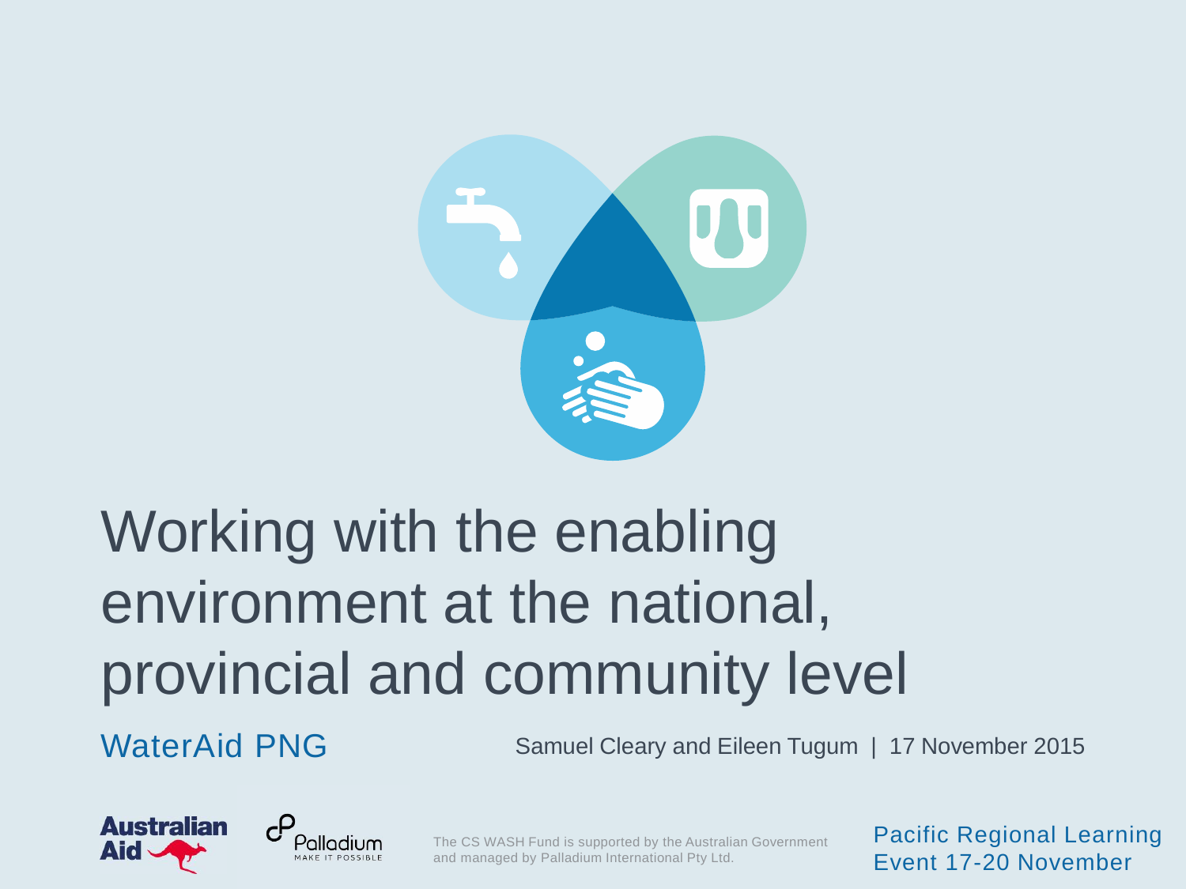# Working with the enabling environment at the national, provincial and community level

WaterAid PNG

Samuel Cleary and Eileen Tugum | 17 November 2015

Australian Aid

Palladium MAKE IT POSSIBLE

The CS WASH Fund is supported by the Australian Government and managed by Palladium International Pty Ltd.

Pacific Regional Learning Event 17-20 November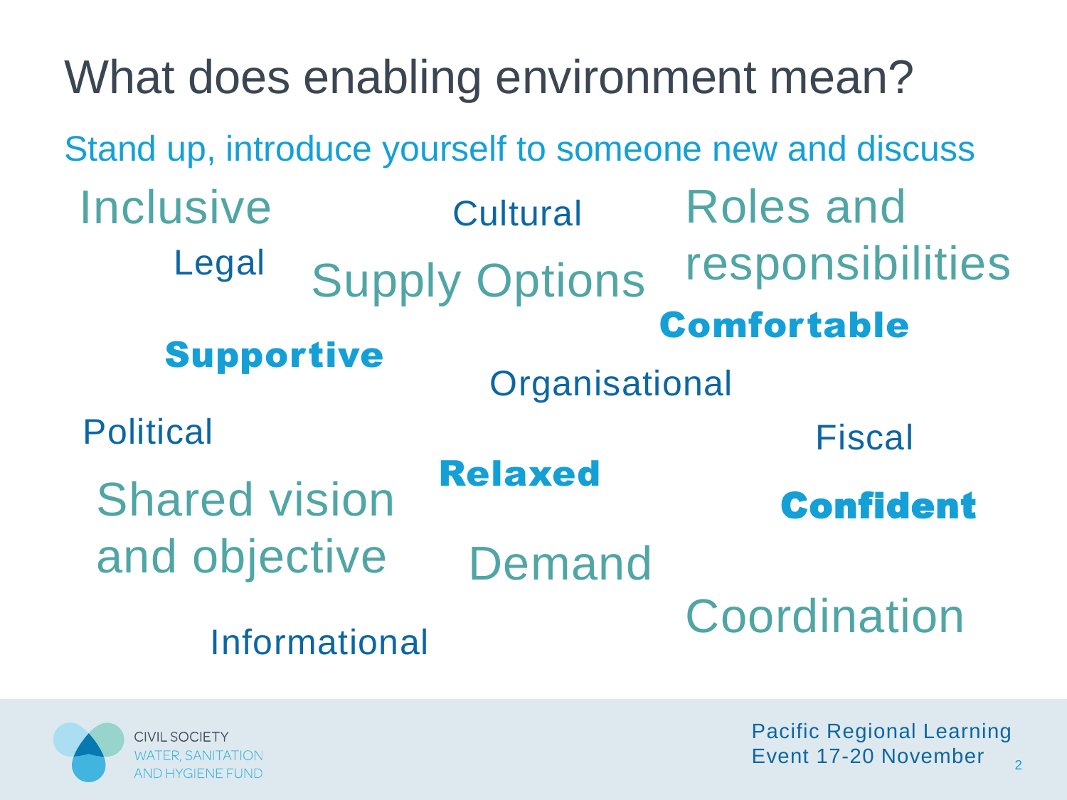# What does enabling environment mean?

Stand up, introduce yourself to someone new and discuss

Inclusive

Cultural

Roles and responsibilities

Legal

Supply Options

**Comfortable**

**Supportive**

Organisational

Political

Fiscal

**Relaxed**

Shared vision and objective

**Confident**

Demand

Coordination

Informational

CIVIL SOCIETY WATER, SANITATION AND HYGIENE FUND

Pacific Regional Learning Event 17-20 November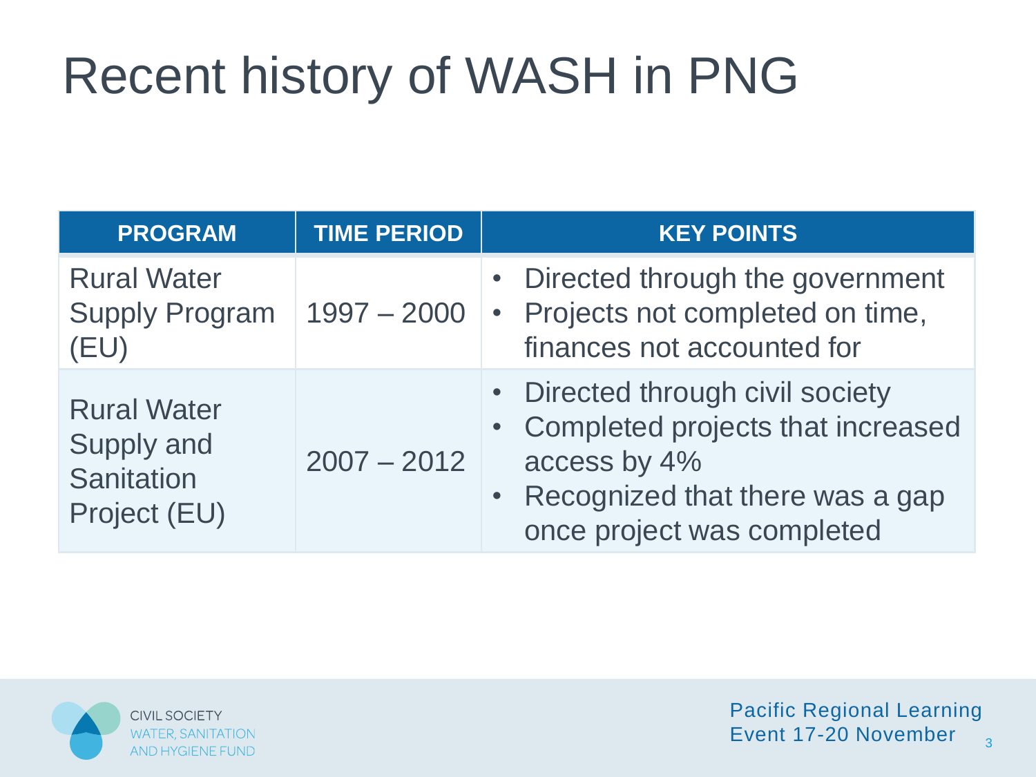# Recent history of WASH in PNG

| PROGRAM | TIME PERIOD | KEY POINTS |
|---|---|---|
| Rural Water Supply Program (EU) | 1997 – 2000 | • Directed through the government<br>• Projects not completed on time, finances not accounted for |
| Rural Water Supply and Sanitation Project (EU) | 2007 – 2012 | • Directed through civil society<br>• Completed projects that increased access by 4%<br>• Recognized that there was a gap once project was completed |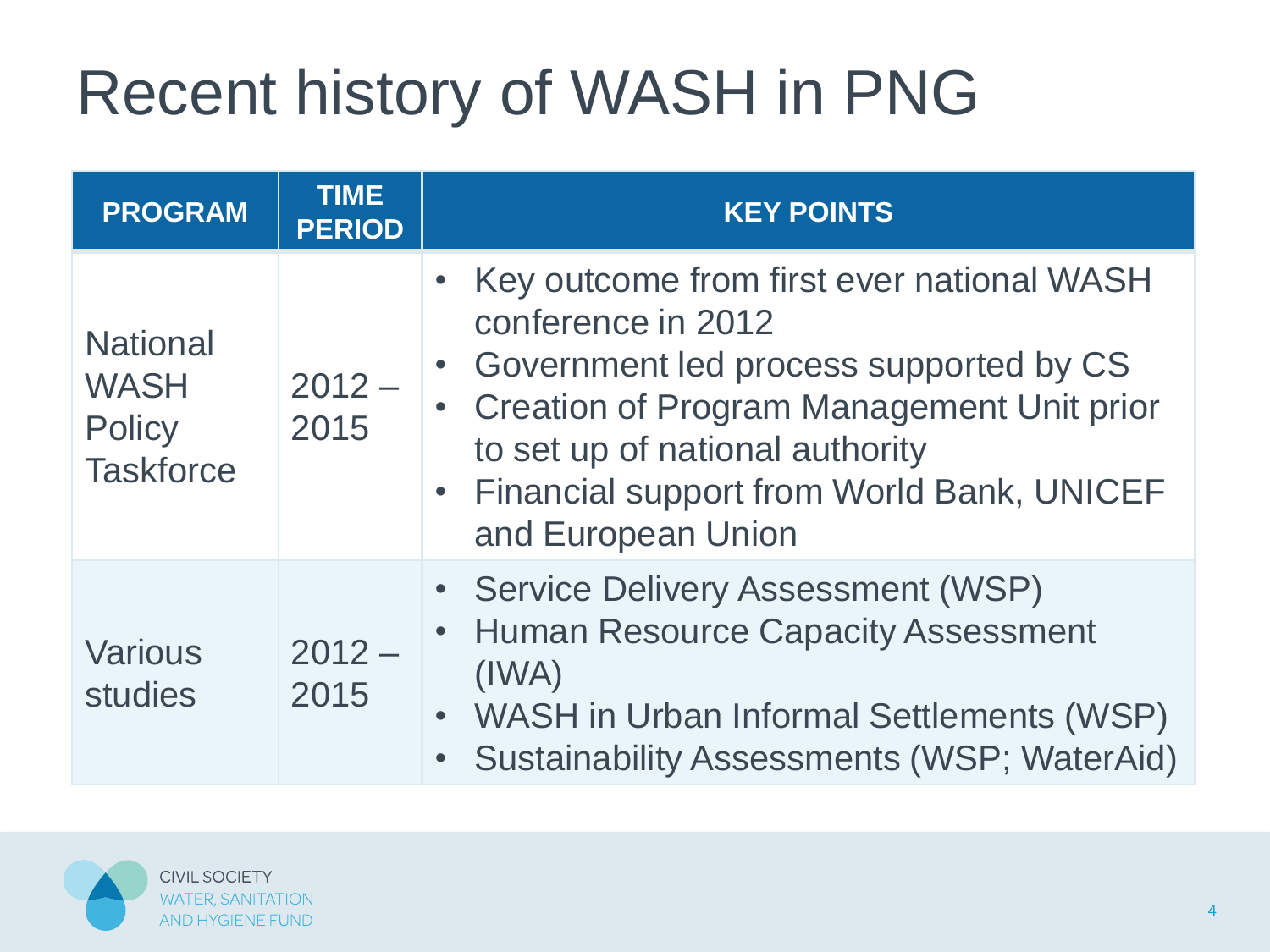# Recent history of WASH in PNG

| PROGRAM | TIME PERIOD | KEY POINTS |
|---|---|---|
| National WASH Policy Taskforce | 2012 – 2015 | • Key outcome from first ever national WASH conference in 2012<br>• Government led process supported by CS<br>• Creation of Program Management Unit prior to set up of national authority<br>• Financial support from World Bank, UNICEF and European Union |
| Various studies | 2012 – 2015 | • Service Delivery Assessment (WSP)<br>• Human Resource Capacity Assessment (IWA)<br>• WASH in Urban Informal Settlements (WSP)<br>• Sustainability Assessments (WSP; WaterAid) |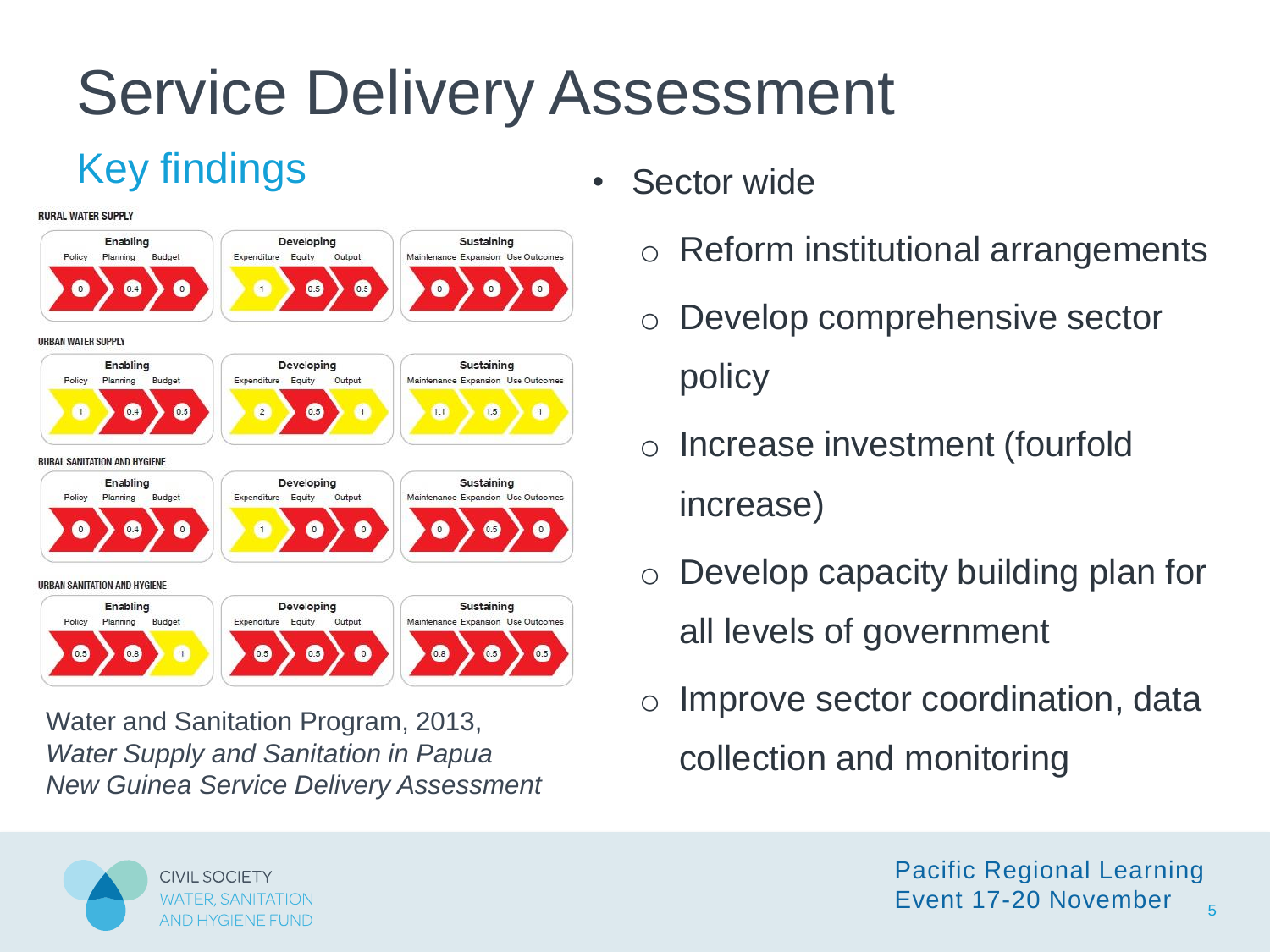# Service Delivery Assessment

## Key findings

**RURAL WATER SUPPLY**

| Enabling | | | Developing | | | Sustaining | | |
|---|---|---|---|---|---|---|---|---|
| Policy | Planning | Budget | Expenditure | Equity | Output | Maintenance | Expansion | Use Outcomes |
| 0 | 0.4 | 0 | 1 | 0.5 | 0.5 | 0 | 0 | 0 |

**URBAN WATER SUPPLY**

| Enabling | | | Developing | | | Sustaining | | |
|---|---|---|---|---|---|---|---|---|
| Policy | Planning | Budget | Expenditure | Equity | Output | Maintenance | Expansion | Use Outcomes |
| 1 | 0.4 | 0.5 | 2 | 0.5 | 1 | 1.1 | 1.5 | 1 |

**RURAL SANITATION AND HYGIENE**

| Enabling | | | Developing | | | Sustaining | | |
|---|---|---|---|---|---|---|---|---|
| Policy | Planning | Budget | Expenditure | Equity | Output | Maintenance | Expansion | Use Outcomes |
| 0 | 0.4 | 0 | 1 | 0 | 0 | 0 | 0.5 | 0 |

**URBAN SANITATION AND HYGIENE**

| Enabling | | | Developing | | | Sustaining | | |
|---|---|---|---|---|---|---|---|---|
| Policy | Planning | Budget | Expenditure | Equity | Output | Maintenance | Expansion | Use Outcomes |
| 0.5 | 0.8 | 1 | 0.5 | 0.5 | 0 | 0.8 | 0.5 | 0.5 |

Water and Sanitation Program, 2013, *Water Supply and Sanitation in Papua New Guinea Service Delivery Assessment*

- Sector wide
  - Reform institutional arrangements
  - Develop comprehensive sector policy
  - Increase investment (fourfold increase)
  - Develop capacity building plan for all levels of government
  - Improve sector coordination, data collection and monitoring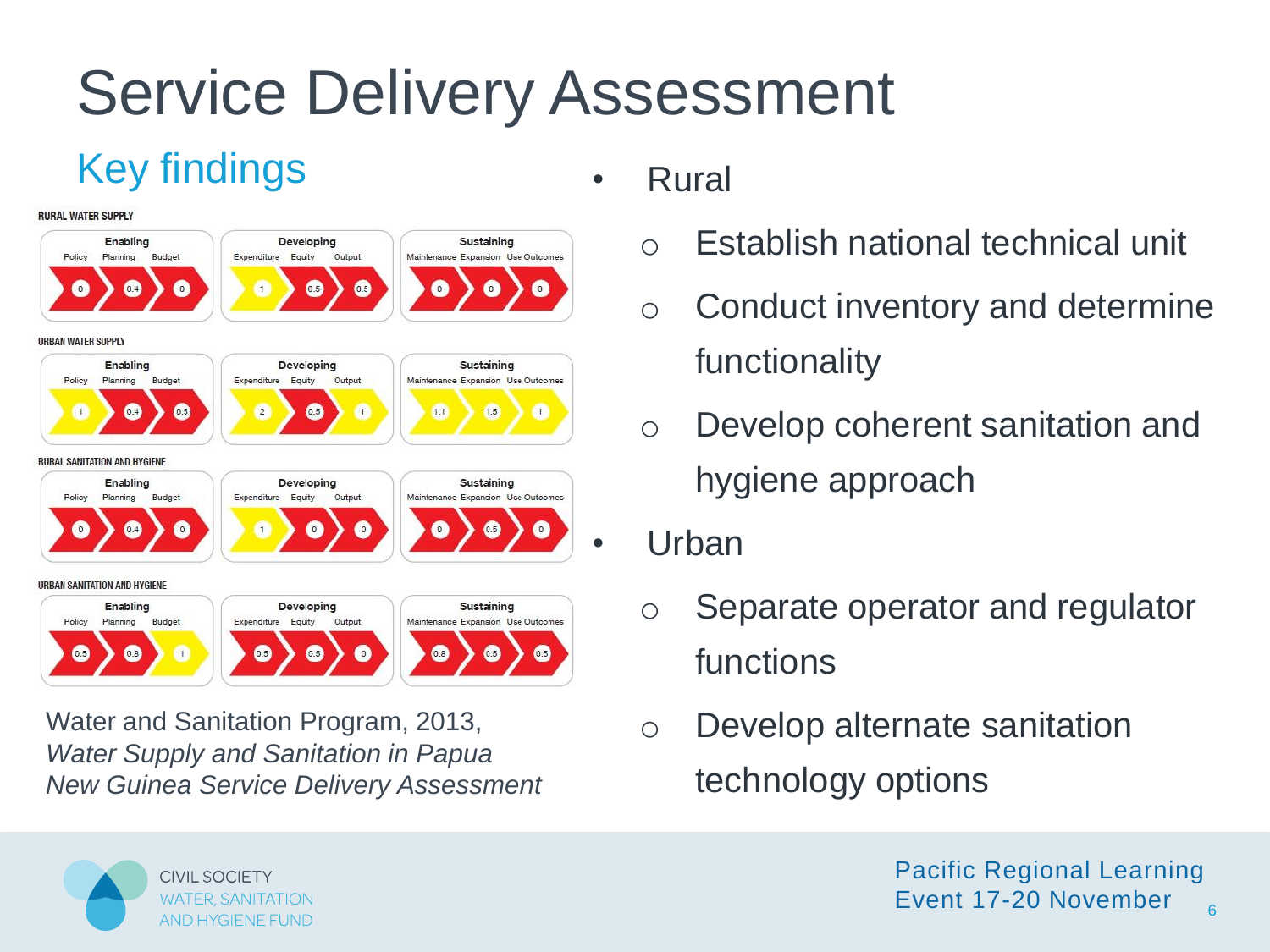# Service Delivery Assessment

## Key findings

**RURAL WATER SUPPLY**

| Enabling | | | Developing | | | Sustaining | | |
|---|---|---|---|---|---|---|---|---|
| Policy | Planning | Budget | Expenditure | Equity | Output | Maintenance | Expansion | Use Outcomes |
| 0 | 0.4 | 0 | 1 | 0.5 | 0.5 | 0 | 0 | 0 |

**URBAN WATER SUPPLY**

| Enabling | | | Developing | | | Sustaining | | |
|---|---|---|---|---|---|---|---|---|
| Policy | Planning | Budget | Expenditure | Equity | Output | Maintenance | Expansion | Use Outcomes |
| 1 | 0.4 | 0.5 | 2 | 0.5 | 1 | 1.1 | 1.5 | 1 |

**RURAL SANITATION AND HYGIENE**

| Enabling | | | Developing | | | Sustaining | | |
|---|---|---|---|---|---|---|---|---|
| Policy | Planning | Budget | Expenditure | Equity | Output | Maintenance | Expansion | Use Outcomes |
| 0 | 0.4 | 0 | 1 | 0 | 0 | 0 | 0.5 | 0 |

**URBAN SANITATION AND HYGIENE**

| Enabling | | | Developing | | | Sustaining | | |
|---|---|---|---|---|---|---|---|---|
| Policy | Planning | Budget | Expenditure | Equity | Output | Maintenance | Expansion | Use Outcomes |
| 0.5 | 0.8 | 1 | 0.5 | 0.5 | 0 | 0.8 | 0.5 | 0.5 |

Water and Sanitation Program, 2013, *Water Supply and Sanitation in Papua New Guinea Service Delivery Assessment*

- Rural
  - Establish national technical unit
  - Conduct inventory and determine functionality
  - Develop coherent sanitation and hygiene approach
- Urban
  - Separate operator and regulator functions
  - Develop alternate sanitation technology options

CIVIL SOCIETY WATER, SANITATION AND HYGIENE FUND

Pacific Regional Learning Event 17-20 November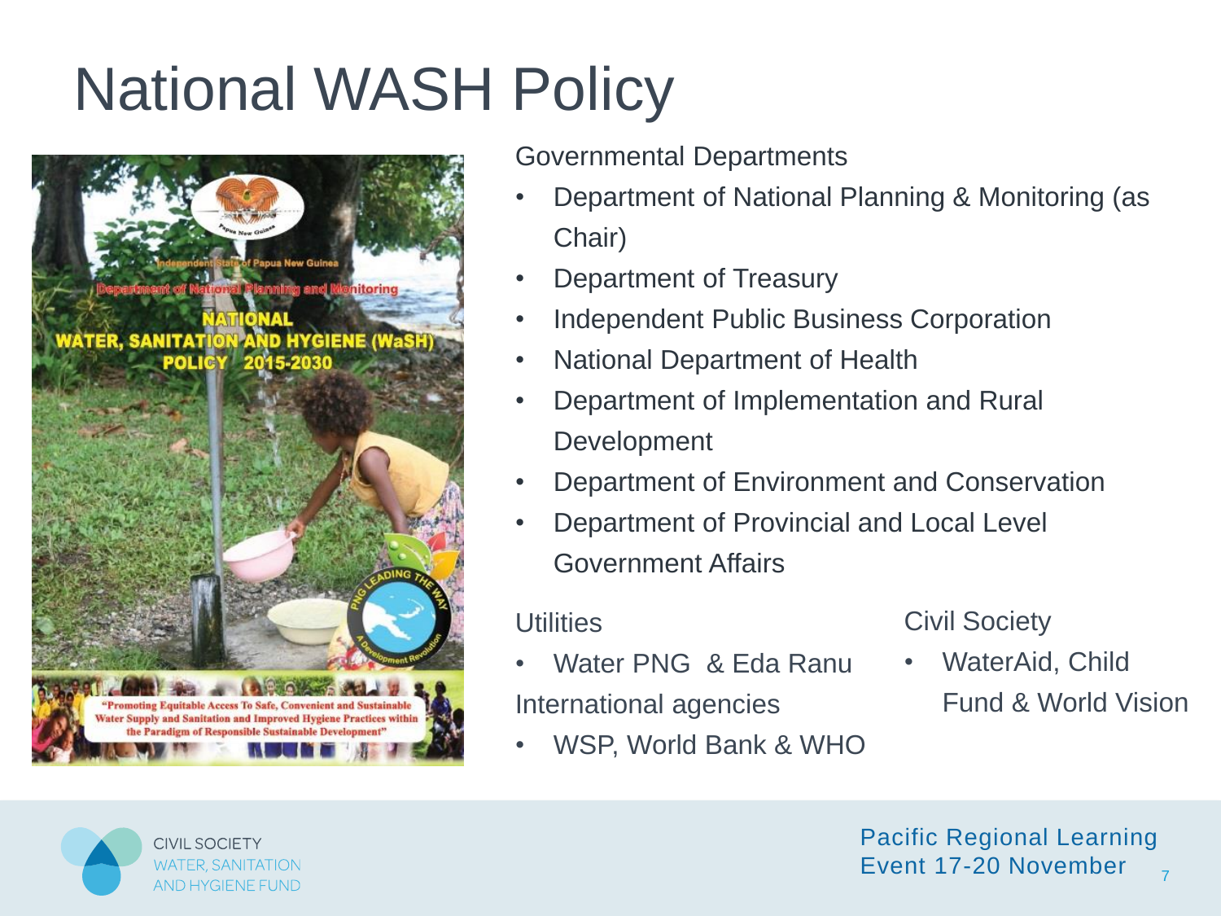# National WASH Policy

Governmental Departments

- Department of National Planning & Monitoring (as Chair)
- Department of Treasury
- Independent Public Business Corporation
- National Department of Health
- Department of Implementation and Rural Development
- Department of Environment and Conservation
- Department of Provincial and Local Level Government Affairs

Utilities

- Water PNG & Eda Ranu

International agencies

- WSP, World Bank & WHO

Civil Society

- WaterAid, Child Fund & World Vision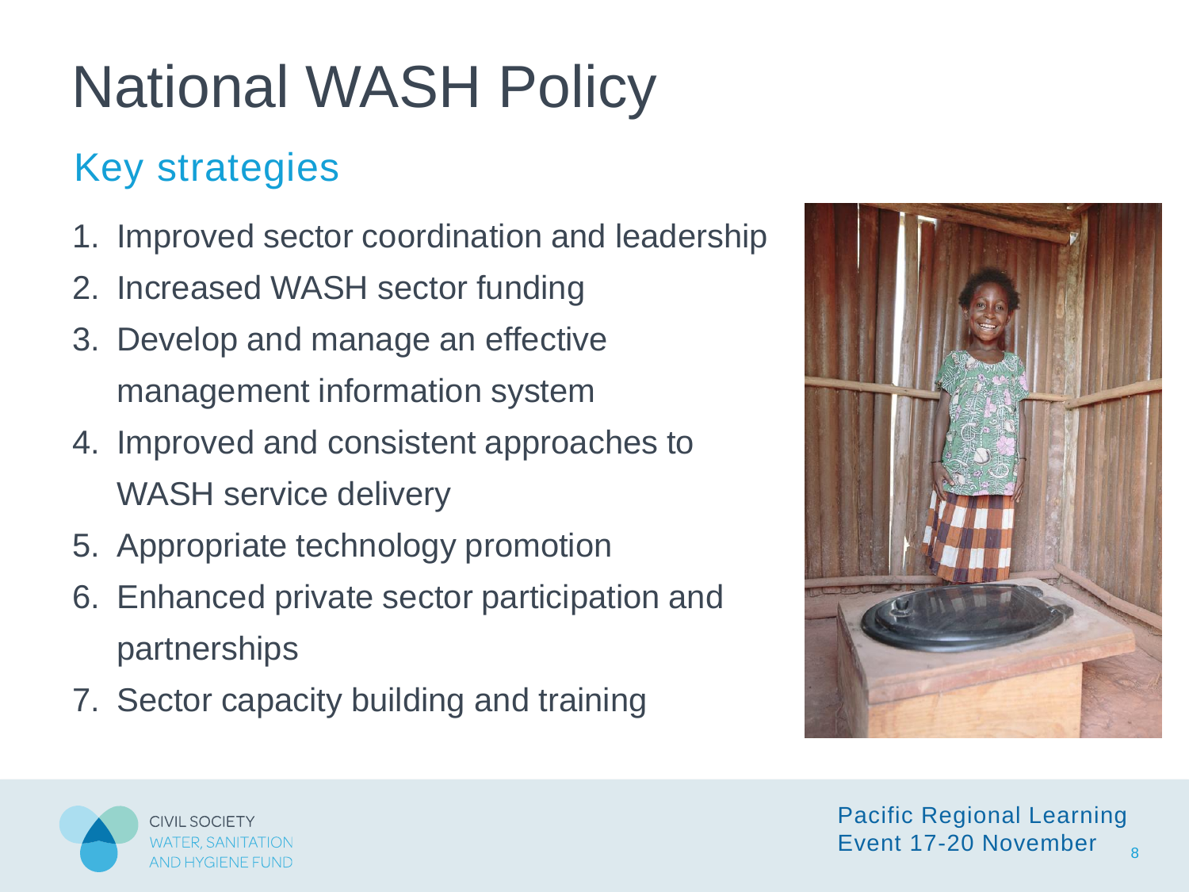# National WASH Policy

## Key strategies

1. Improved sector coordination and leadership
2. Increased WASH sector funding
3. Develop and manage an effective management information system
4. Improved and consistent approaches to WASH service delivery
5. Appropriate technology promotion
6. Enhanced private sector participation and partnerships
7. Sector capacity building and training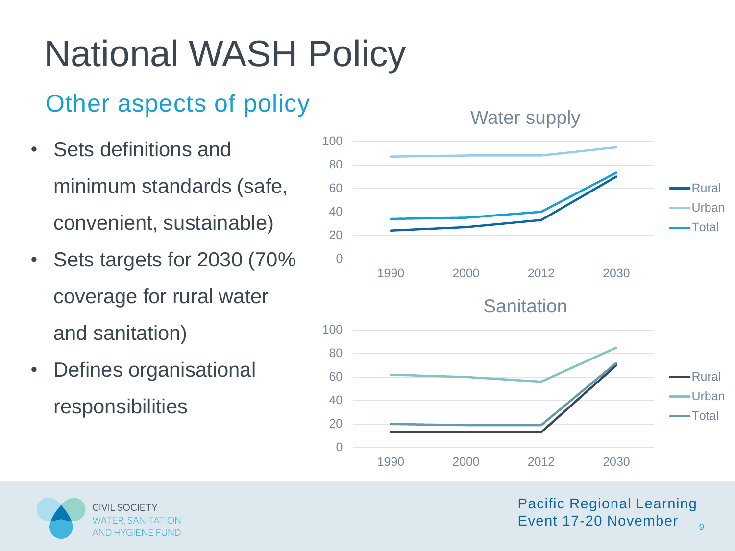# National WASH Policy

## Other aspects of policy

- Sets definitions and minimum standards (safe, convenient, sustainable)
- Sets targets for 2030 (70% coverage for rural water and sanitation)
- Defines organisational responsibilities

### Water supply

Legend: Rural, Urban, Total

Years: 1990, 2000, 2012, 2030

Y-axis: 0, 20, 40, 60, 80, 100

### Sanitation

Legend: Rural, Urban, Total

Years: 1990, 2000, 2012, 2030

Y-axis: 0, 20, 40, 60, 80, 100

CIVIL SOCIETY WATER, SANITATION AND HYGIENE FUND

Pacific Regional Learning Event 17-20 November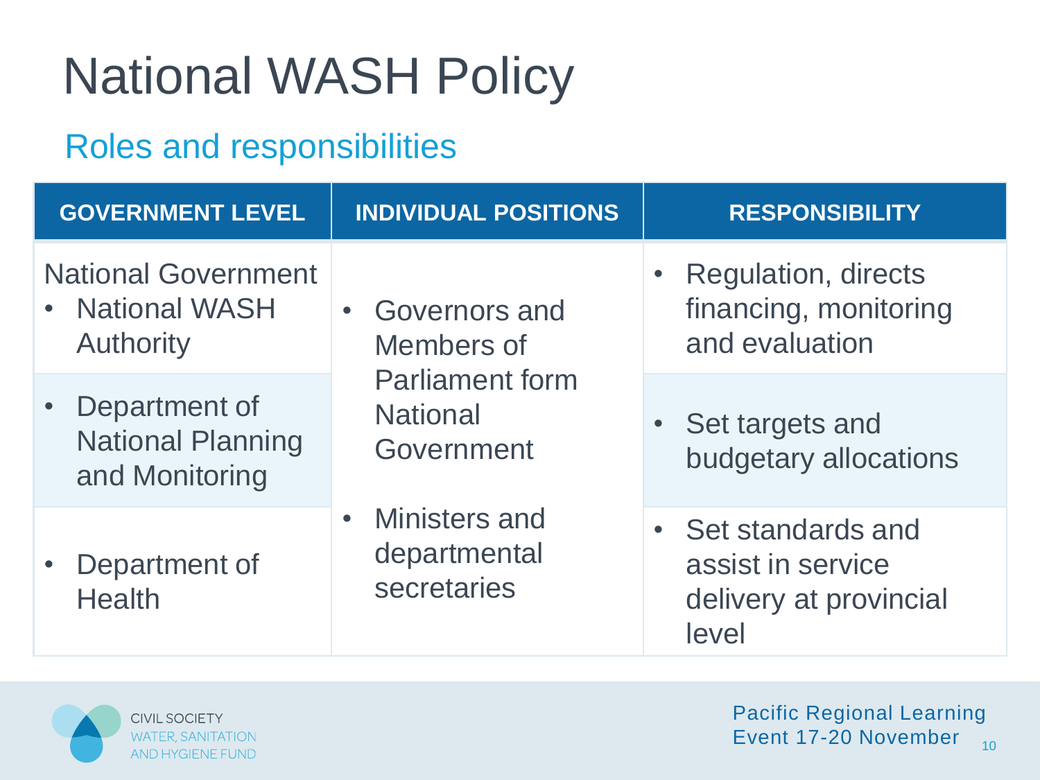# National WASH Policy

## Roles and responsibilities

| GOVERNMENT LEVEL | INDIVIDUAL POSITIONS | RESPONSIBILITY |
|---|---|---|
| National Government<br>• National WASH Authority | • Governors and Members of Parliament form National Government<br>• Ministers and departmental secretaries | • Regulation, directs financing, monitoring and evaluation |
| • Department of National Planning and Monitoring | | • Set targets and budgetary allocations |
| • Department of Health | | • Set standards and assist in service delivery at provincial level |

CIVIL SOCIETY WATER, SANITATION AND HYGIENE FUND

Pacific Regional Learning Event 17-20 November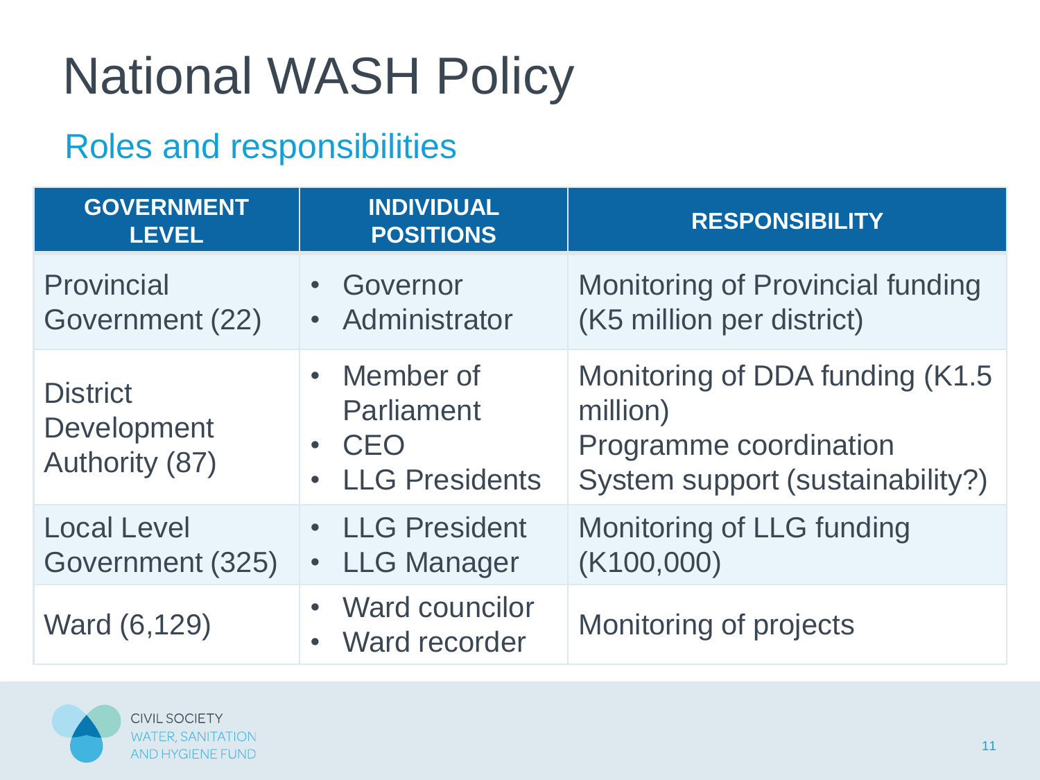# National WASH Policy

## Roles and responsibilities

| GOVERNMENT LEVEL | INDIVIDUAL POSITIONS | RESPONSIBILITY |
|---|---|---|
| Provincial Government (22) | • Governor<br>• Administrator | Monitoring of Provincial funding (K5 million per district) |
| District Development Authority (87) | • Member of Parliament<br>• CEO<br>• LLG Presidents | Monitoring of DDA funding (K1.5 million)<br>Programme coordination<br>System support (sustainability?) |
| Local Level Government (325) | • LLG President<br>• LLG Manager | Monitoring of LLG funding (K100,000) |
| Ward (6,129) | • Ward councilor<br>• Ward recorder | Monitoring of projects |

CIVIL SOCIETY WATER, SANITATION AND HYGIENE FUND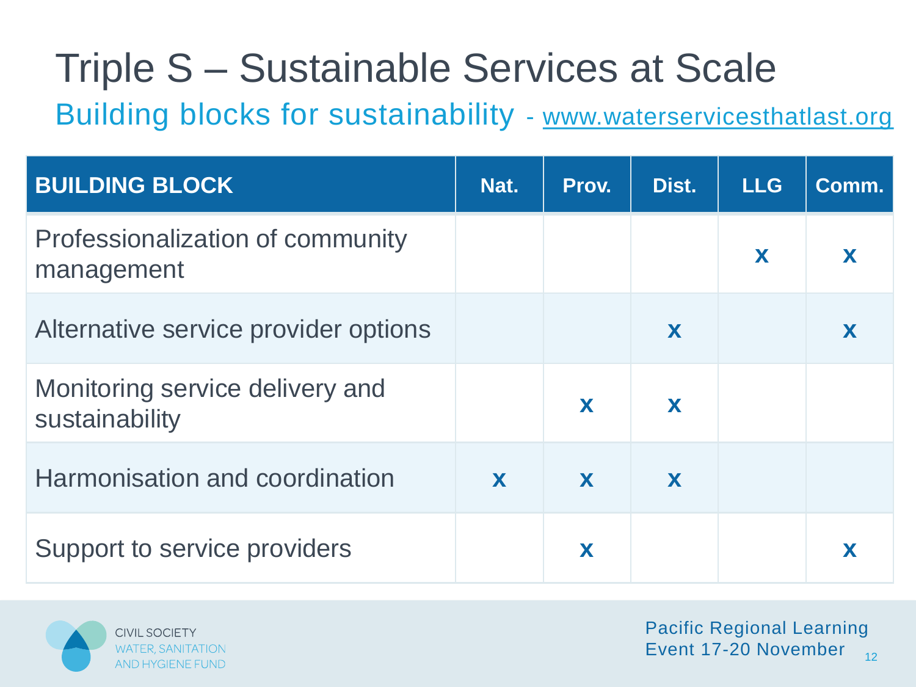# Triple S – Sustainable Services at Scale

## Building blocks for sustainability - www.waterservicesthatlast.org

| BUILDING BLOCK | Nat. | Prov. | Dist. | LLG | Comm. |
|---|---|---|---|---|---|
| Professionalization of community management | | | | x | x |
| Alternative service provider options | | | x | | x |
| Monitoring service delivery and sustainability | | x | x | | |
| Harmonisation and coordination | x | x | x | | |
| Support to service providers | | x | | | x |

CIVIL SOCIETY WATER, SANITATION AND HYGIENE FUND

Pacific Regional Learning Event 17-20 November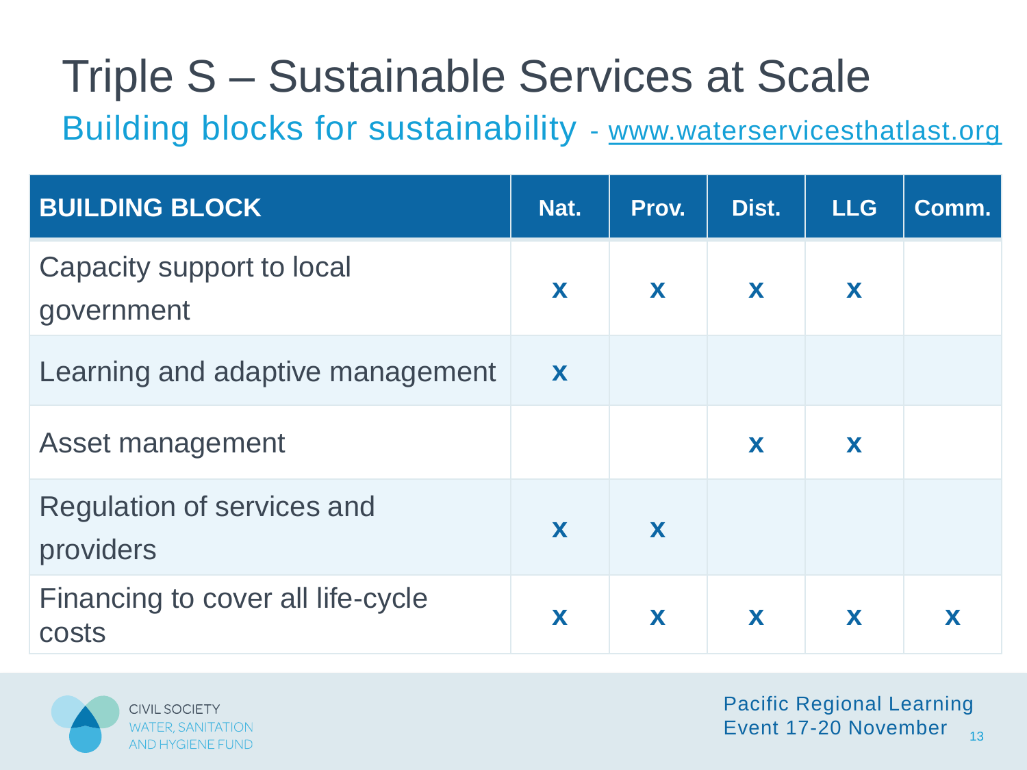# Triple S – Sustainable Services at Scale

## Building blocks for sustainability - www.waterservicesthatlast.org

| BUILDING BLOCK | Nat. | Prov. | Dist. | LLG | Comm. |
|---|---|---|---|---|---|
| Capacity support to local government | x | x | x | x | |
| Learning and adaptive management | x | | | | |
| Asset management | | | x | x | |
| Regulation of services and providers | x | x | | | |
| Financing to cover all life-cycle costs | x | x | x | x | x |

CIVIL SOCIETY WATER, SANITATION AND HYGIENE FUND

Pacific Regional Learning Event 17-20 November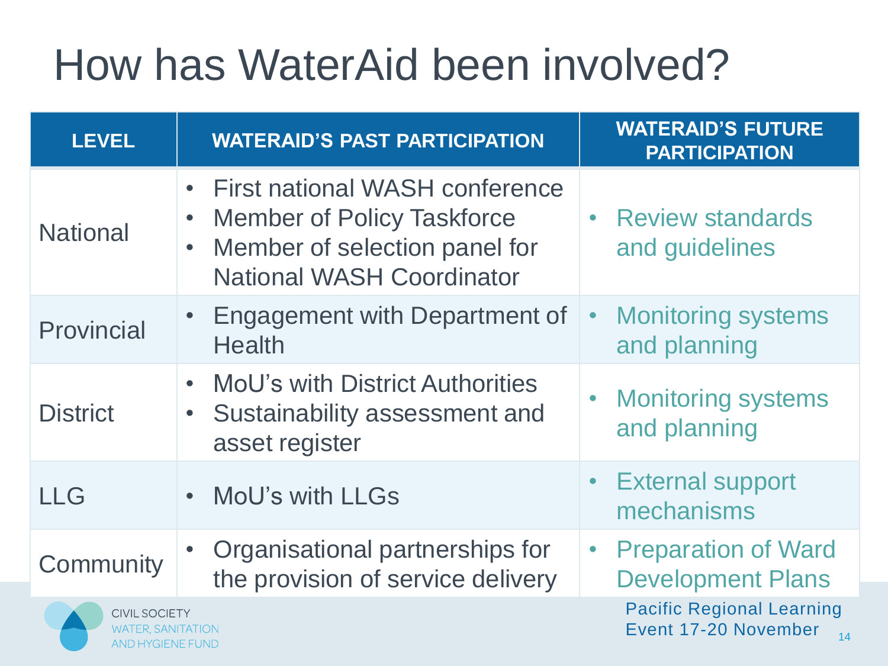# How has WaterAid been involved?

| LEVEL | WATERAID'S PAST PARTICIPATION | WATERAID'S FUTURE PARTICIPATION |
|---|---|---|
| National | • First national WASH conference<br>• Member of Policy Taskforce<br>• Member of selection panel for National WASH Coordinator | • Review standards and guidelines |
| Provincial | • Engagement with Department of Health | • Monitoring systems and planning |
| District | • MoU's with District Authorities<br>• Sustainability assessment and asset register | • Monitoring systems and planning |
| LLG | • MoU's with LLGs | • External support mechanisms |
| Community | • Organisational partnerships for the provision of service delivery | • Preparation of Ward Development Plans |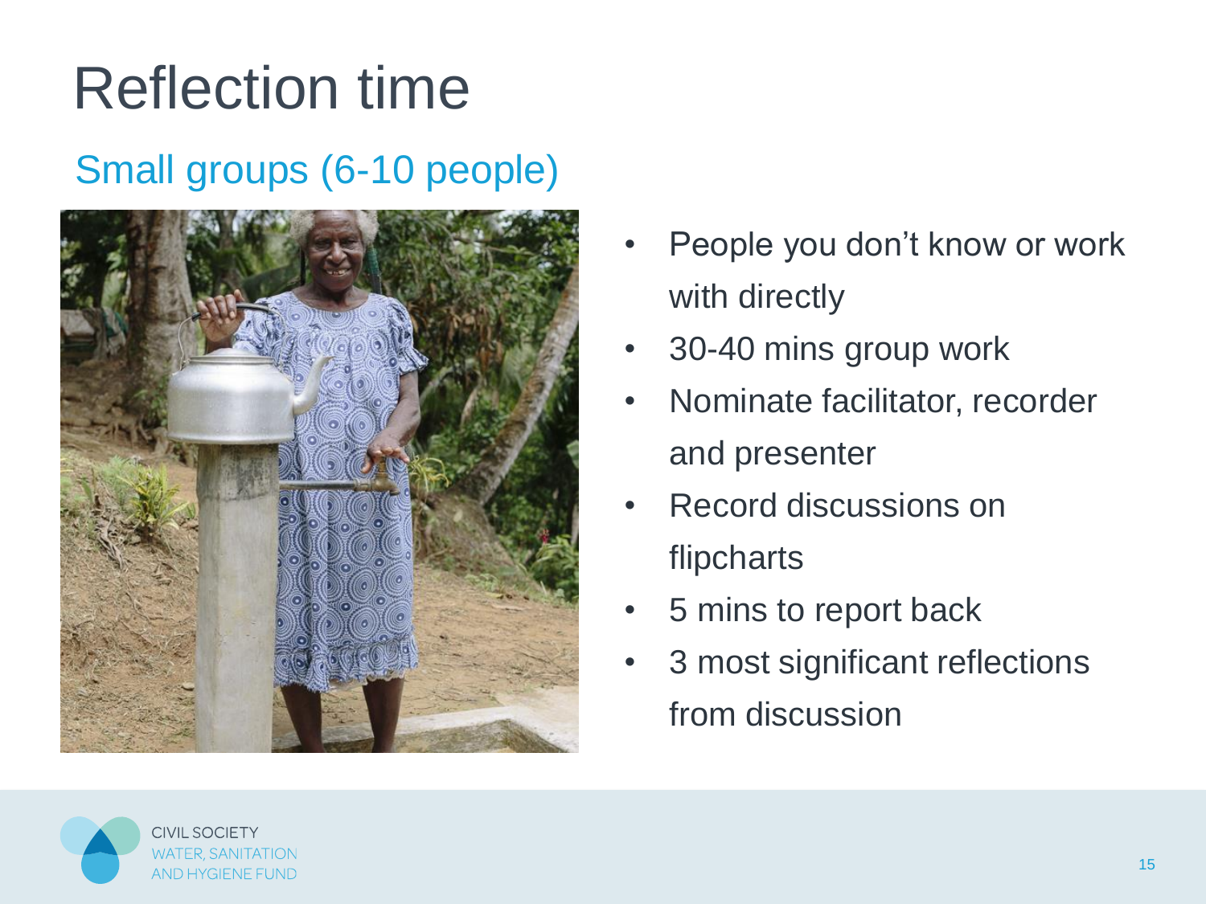# Reflection time

## Small groups (6-10 people)

- People you don't know or work with directly
- 30-40 mins group work
- Nominate facilitator, recorder and presenter
- Record discussions on flipcharts
- 5 mins to report back
- 3 most significant reflections from discussion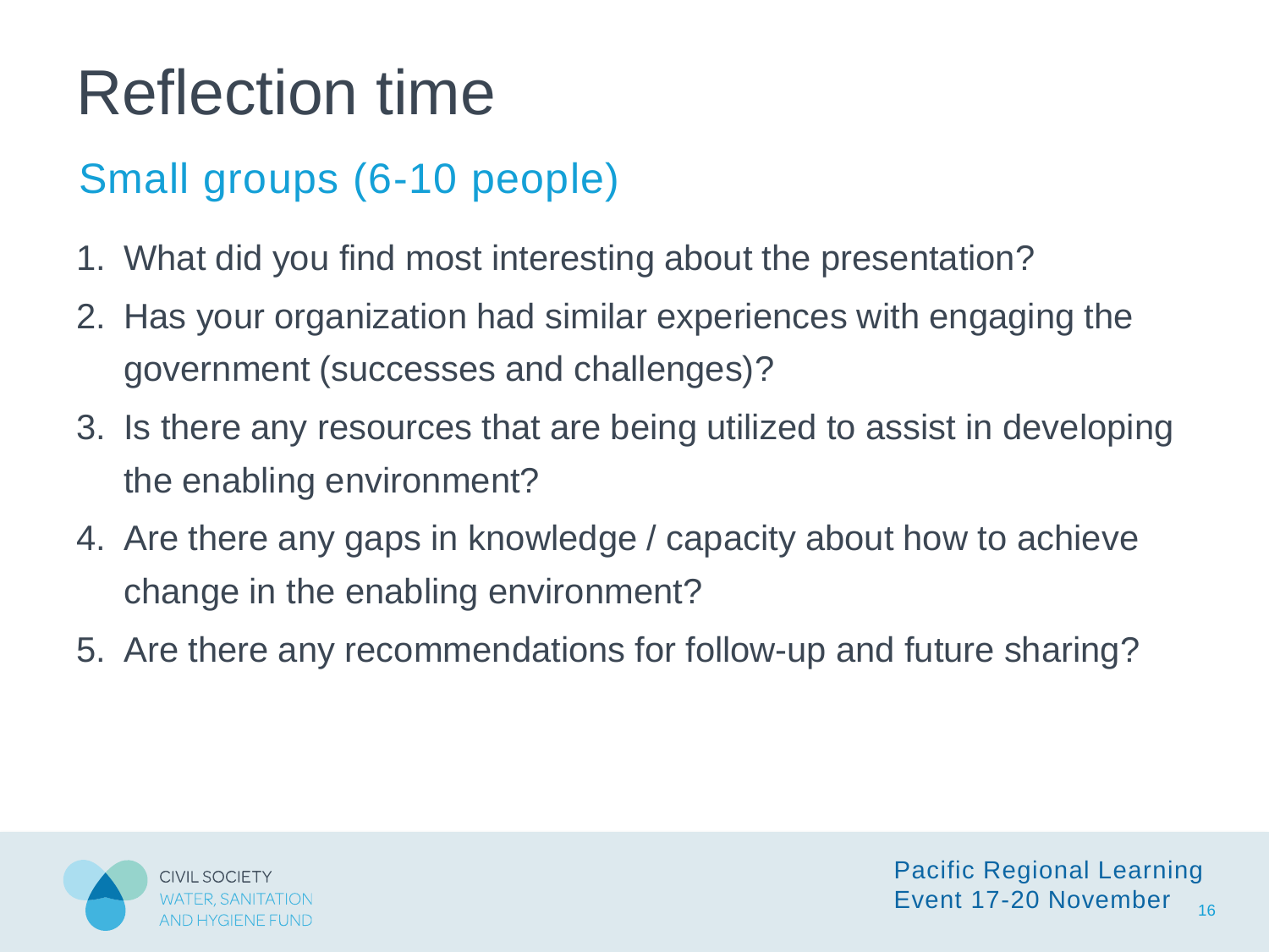# Reflection time

## Small groups (6-10 people)

1. What did you find most interesting about the presentation?
2. Has your organization had similar experiences with engaging the government (successes and challenges)?
3. Is there any resources that are being utilized to assist in developing the enabling environment?
4. Are there any gaps in knowledge / capacity about how to achieve change in the enabling environment?
5. Are there any recommendations for follow-up and future sharing?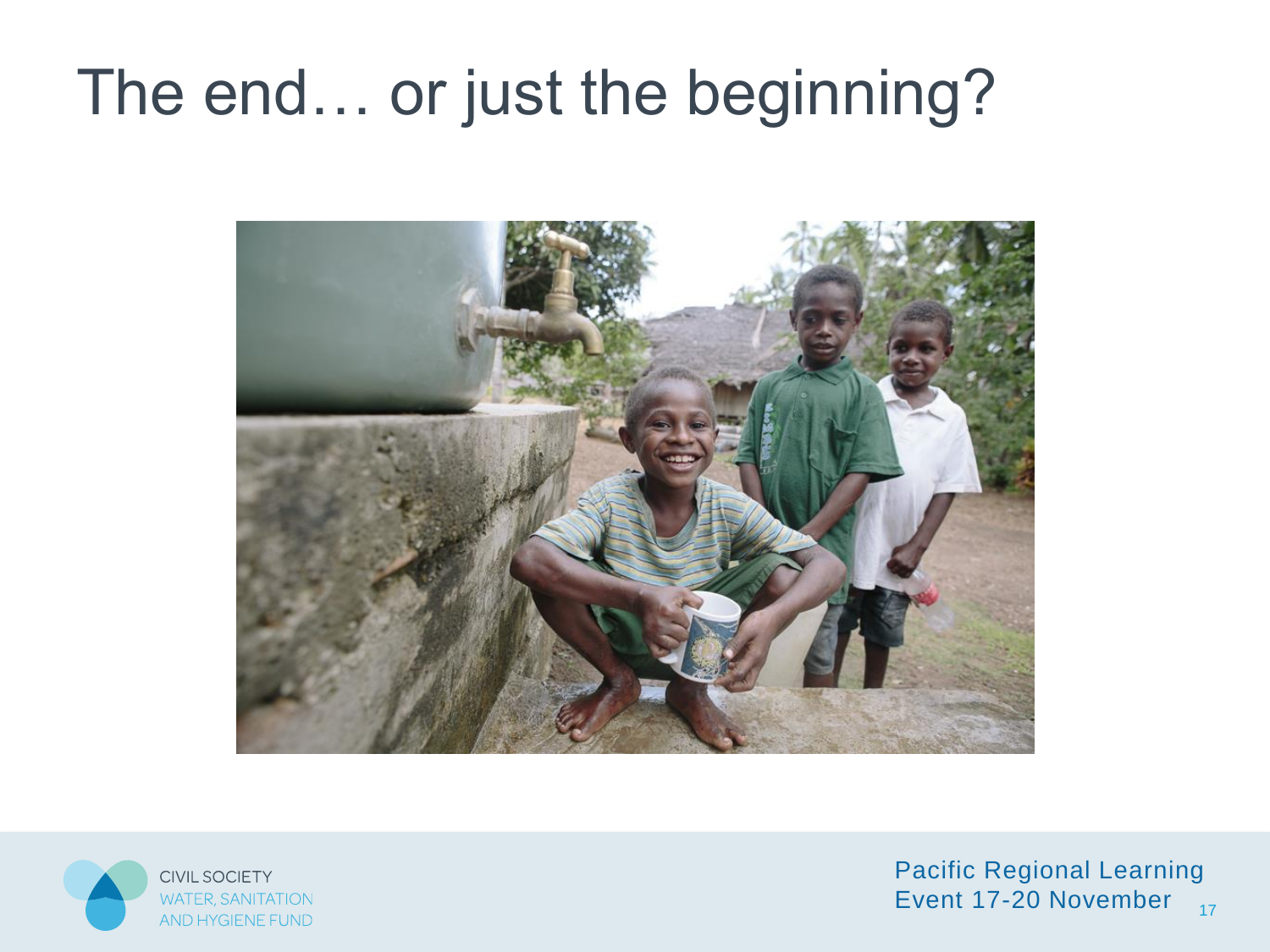# The end… or just the beginning?

CIVIL SOCIETY
WATER, SANITATION
AND HYGIENE FUND

Pacific Regional Learning
Event 17-20 November